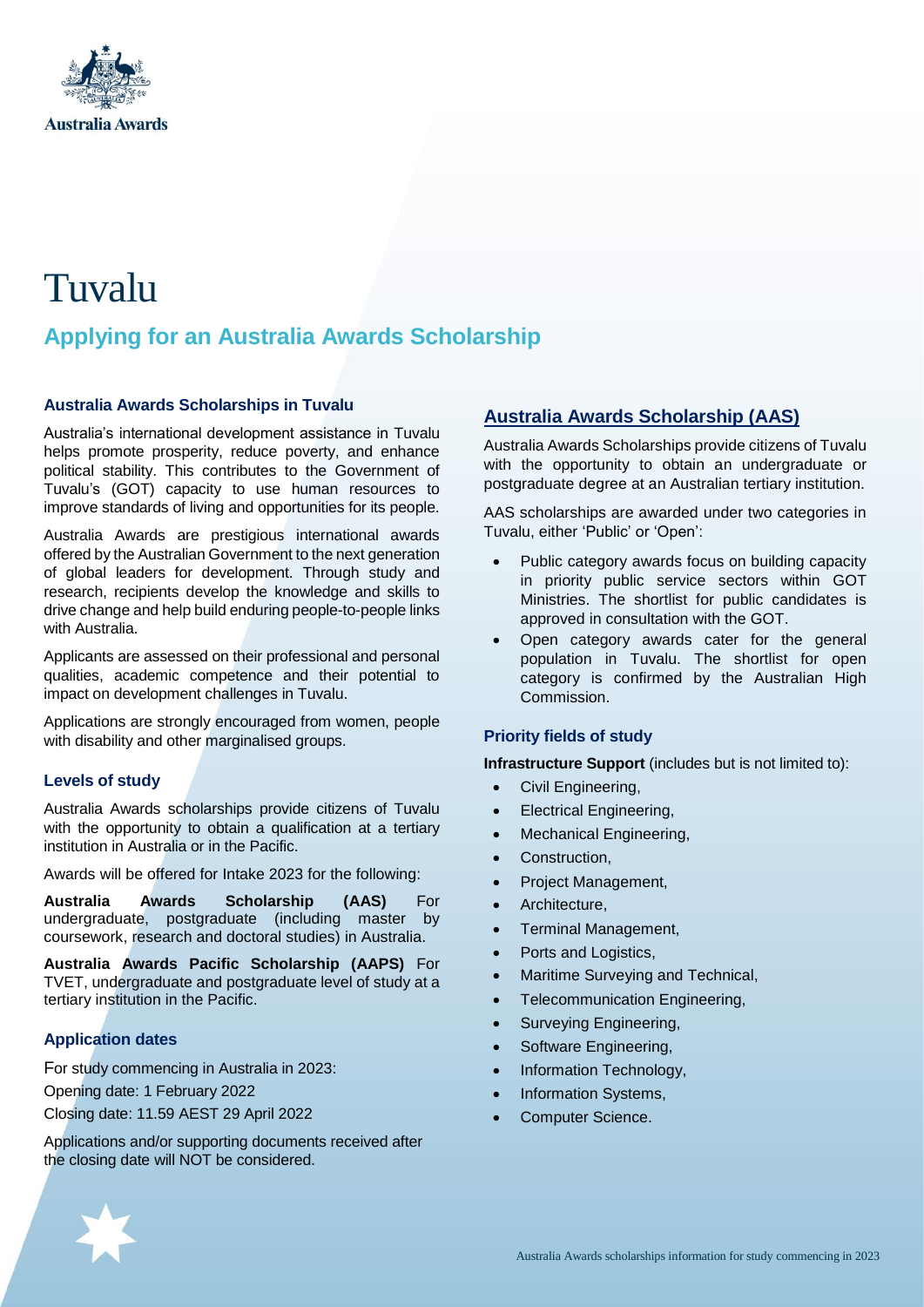Australia Awards

# Tuvalu

## Applying for an Australia Awards Scholarship

### Australia Awards Scholarships in Tuvalu

Australia's international development assistance in Tuvalu helps promote prosperity, reduce poverty, and enhance political stability. This contributes to the Government of Tuvalu's (GOT) capacity to use human resources to improve standards of living and opportunities for its people.

Australia Awards are prestigious international awards offered by the Australian Government to the next generation of global leaders for development. Through study and research, recipients develop the knowledge and skills to drive change and help build enduring people-to-people links with Australia.

Applicants are assessed on their professional and personal qualities, academic competence and their potential to impact on development challenges in Tuvalu.

Applications are strongly encouraged from women, people with disability and other marginalised groups.

### Levels of study

Australia Awards scholarships provide citizens of Tuvalu with the opportunity to obtain a qualification at a tertiary institution in Australia or in the Pacific.

Awards will be offered for Intake 2023 for the following:

**Australia Awards Scholarship (AAS)** For undergraduate, postgraduate (including master by coursework, research and doctoral studies) in Australia.

**Australia Awards Pacific Scholarship (AAPS)** For TVET, undergraduate and postgraduate level of study at a tertiary institution in the Pacific.

### Application dates

For study commencing in Australia in 2023:

Opening date: 1 February 2022

Closing date: 11.59 AEST 29 April 2022

Applications and/or supporting documents received after the closing date will NOT be considered.

## Australia Awards Scholarship (AAS)

Australia Awards Scholarships provide citizens of Tuvalu with the opportunity to obtain an undergraduate or postgraduate degree at an Australian tertiary institution.

AAS scholarships are awarded under two categories in Tuvalu, either 'Public' or 'Open':

- Public category awards focus on building capacity in priority public service sectors within GOT Ministries. The shortlist for public candidates is approved in consultation with the GOT.
- Open category awards cater for the general population in Tuvalu. The shortlist for open category is confirmed by the Australian High Commission.

### Priority fields of study

**Infrastructure Support** (includes but is not limited to):

- Civil Engineering,
- Electrical Engineering,
- Mechanical Engineering,
- Construction,
- Project Management,
- Architecture,
- Terminal Management,
- Ports and Logistics,
- Maritime Surveying and Technical,
- Telecommunication Engineering,
- Surveying Engineering,
- Software Engineering,
- Information Technology,
- Information Systems,
- Computer Science.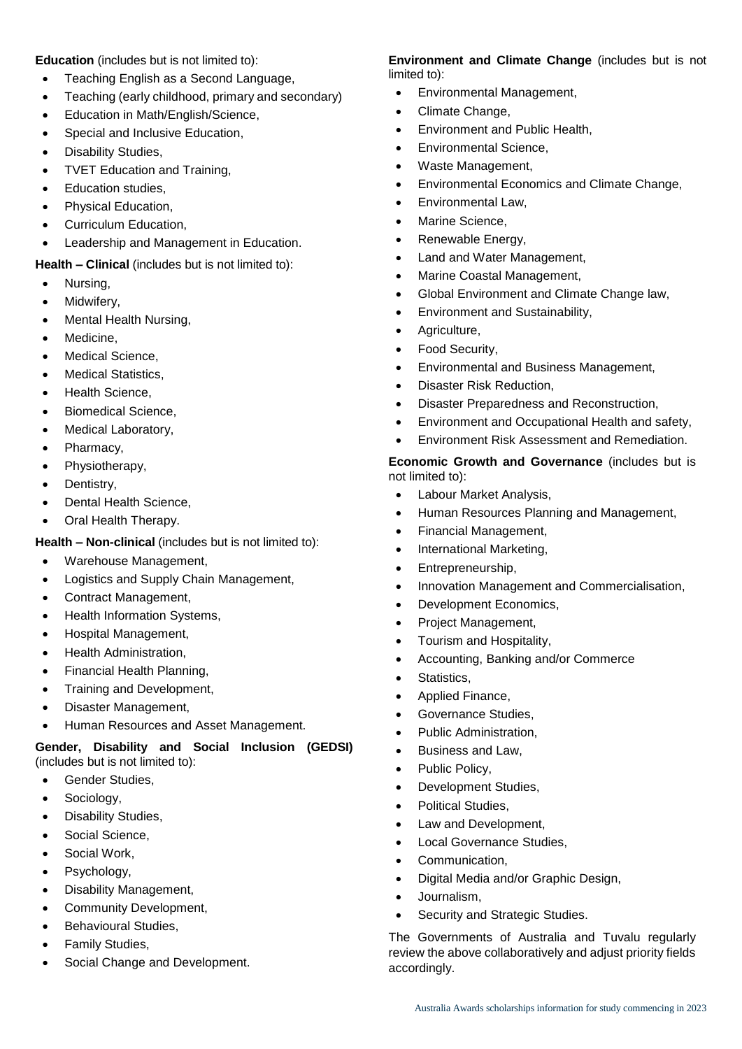**Education** (includes but is not limited to):

- Teaching English as a Second Language,
- Teaching (early childhood, primary and secondary)
- Education in Math/English/Science,
- Special and Inclusive Education,
- Disability Studies,
- TVET Education and Training,
- Education studies,
- Physical Education,
- Curriculum Education,
- Leadership and Management in Education.

**Health – Clinical** (includes but is not limited to):

- Nursing,
- Midwifery,
- Mental Health Nursing,
- Medicine,
- Medical Science,
- Medical Statistics,
- Health Science,
- Biomedical Science,
- Medical Laboratory,
- Pharmacy,
- Physiotherapy,
- Dentistry,
- Dental Health Science,
- Oral Health Therapy.

**Health – Non-clinical** (includes but is not limited to):

- Warehouse Management,
- Logistics and Supply Chain Management,
- Contract Management,
- Health Information Systems,
- Hospital Management,
- Health Administration,
- Financial Health Planning,
- Training and Development,
- Disaster Management,
- Human Resources and Asset Management.

**Gender, Disability and Social Inclusion (GEDSI)** (includes but is not limited to):

- Gender Studies,
- Sociology,
- Disability Studies,
- Social Science,
- Social Work,
- Psychology,
- Disability Management,
- Community Development,
- Behavioural Studies,
- Family Studies,
- Social Change and Development.

**Environment and Climate Change** (includes but is not limited to):

- Environmental Management,
- Climate Change,
- Environment and Public Health,
- Environmental Science,
- Waste Management,
- Environmental Economics and Climate Change,
- Environmental Law,
- Marine Science,
- Renewable Energy,
- Land and Water Management,
- Marine Coastal Management,
- Global Environment and Climate Change law,
- Environment and Sustainability,
- Agriculture,
- Food Security,
- Environmental and Business Management,
- Disaster Risk Reduction,
- Disaster Preparedness and Reconstruction,
- Environment and Occupational Health and safety,
- Environment Risk Assessment and Remediation.

**Economic Growth and Governance** (includes but is not limited to):

- Labour Market Analysis,
- Human Resources Planning and Management,
- Financial Management,
- International Marketing,
- Entrepreneurship,
- Innovation Management and Commercialisation,
- Development Economics,
- Project Management,
- Tourism and Hospitality,
- Accounting, Banking and/or Commerce
- Statistics,
- Applied Finance,
- Governance Studies,
- Public Administration,
- Business and Law,
- Public Policy,
- Development Studies,
- Political Studies,
- Law and Development,
- Local Governance Studies,
- Communication,
- Digital Media and/or Graphic Design,
- Journalism,
- Security and Strategic Studies.

The Governments of Australia and Tuvalu regularly review the above collaboratively and adjust priority fields accordingly.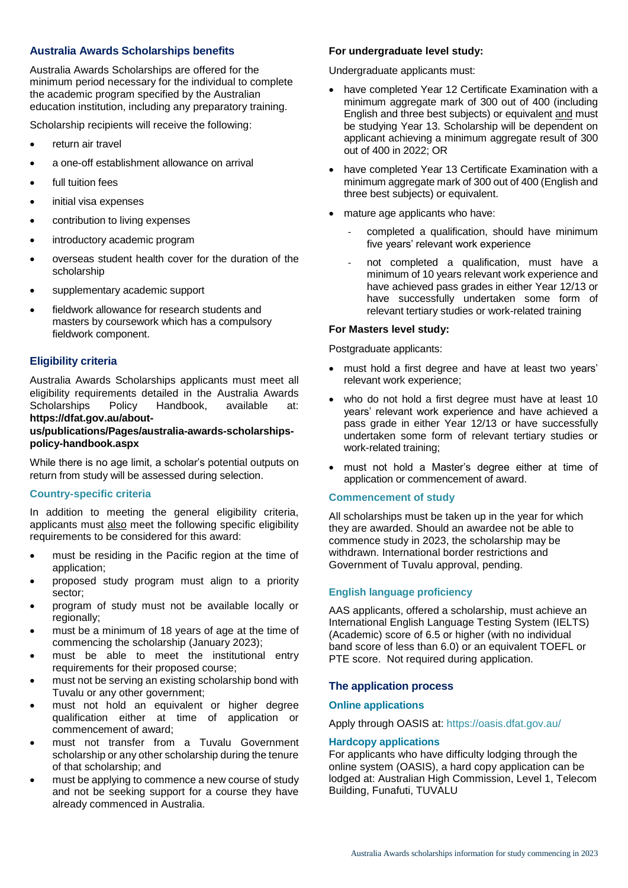## Australia Awards Scholarships benefits

Australia Awards Scholarships are offered for the minimum period necessary for the individual to complete the academic program specified by the Australian education institution, including any preparatory training.

Scholarship recipients will receive the following:

- return air travel
- a one-off establishment allowance on arrival
- full tuition fees
- initial visa expenses
- contribution to living expenses
- introductory academic program
- overseas student health cover for the duration of the scholarship
- supplementary academic support
- fieldwork allowance for research students and masters by coursework which has a compulsory fieldwork component.

## Eligibility criteria

Australia Awards Scholarships applicants must meet all eligibility requirements detailed in the Australia Awards Scholarships Policy Handbook, available at: **https://dfat.gov.au/about-us/publications/Pages/australia-awards-scholarships-policy-handbook.aspx**

While there is no age limit, a scholar's potential outputs on return from study will be assessed during selection.

### Country-specific criteria

In addition to meeting the general eligibility criteria, applicants must also meet the following specific eligibility requirements to be considered for this award:

- must be residing in the Pacific region at the time of application;
- proposed study program must align to a priority sector;
- program of study must not be available locally or regionally;
- must be a minimum of 18 years of age at the time of commencing the scholarship (January 2023);
- must be able to meet the institutional entry requirements for their proposed course;
- must not be serving an existing scholarship bond with Tuvalu or any other government;
- must not hold an equivalent or higher degree qualification either at time of application or commencement of award;
- must not transfer from a Tuvalu Government scholarship or any other scholarship during the tenure of that scholarship; and
- must be applying to commence a new course of study and not be seeking support for a course they have already commenced in Australia.

**For undergraduate level study:**

Undergraduate applicants must:

- have completed Year 12 Certificate Examination with a minimum aggregate mark of 300 out of 400 (including English and three best subjects) or equivalent and must be studying Year 13. Scholarship will be dependent on applicant achieving a minimum aggregate result of 300 out of 400 in 2022; OR
- have completed Year 13 Certificate Examination with a minimum aggregate mark of 300 out of 400 (English and three best subjects) or equivalent.
- mature age applicants who have:
  - completed a qualification, should have minimum five years' relevant work experience
  - not completed a qualification, must have a minimum of 10 years relevant work experience and have achieved pass grades in either Year 12/13 or have successfully undertaken some form of relevant tertiary studies or work-related training

**For Masters level study:**

Postgraduate applicants:

- must hold a first degree and have at least two years' relevant work experience;
- who do not hold a first degree must have at least 10 years' relevant work experience and have achieved a pass grade in either Year 12/13 or have successfully undertaken some form of relevant tertiary studies or work-related training;
- must not hold a Master's degree either at time of application or commencement of award.

### Commencement of study

All scholarships must be taken up in the year for which they are awarded. Should an awardee not be able to commence study in 2023, the scholarship may be withdrawn. International border restrictions and Government of Tuvalu approval, pending.

### English language proficiency

AAS applicants, offered a scholarship, must achieve an International English Language Testing System (IELTS) (Academic) score of 6.5 or higher (with no individual band score of less than 6.0) or an equivalent TOEFL or PTE score. Not required during application.

## The application process

### Online applications

Apply through OASIS at: https://oasis.dfat.gov.au/

### Hardcopy applications

For applicants who have difficulty lodging through the online system (OASIS), a hard copy application can be lodged at: Australian High Commission, Level 1, Telecom Building, Funafuti, TUVALU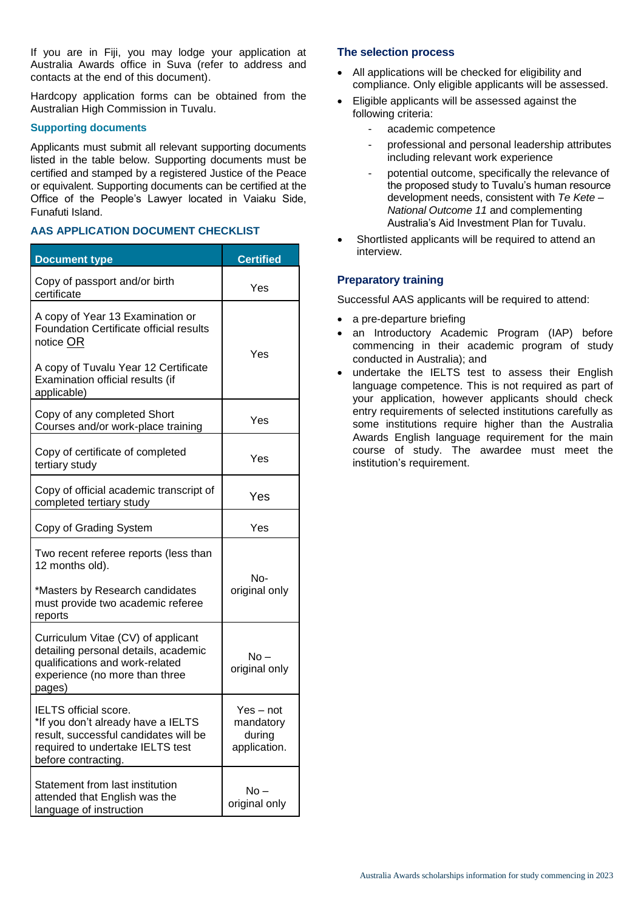If you are in Fiji, you may lodge your application at Australia Awards office in Suva (refer to address and contacts at the end of this document).

Hardcopy application forms can be obtained from the Australian High Commission in Tuvalu.

### Supporting documents

Applicants must submit all relevant supporting documents listed in the table below. Supporting documents must be certified and stamped by a registered Justice of the Peace or equivalent. Supporting documents can be certified at the Office of the People's Lawyer located in Vaiaku Side, Funafuti Island.

### AAS APPLICATION DOCUMENT CHECKLIST

| Document type | Certified |
|---|---|
| Copy of passport and/or birth certificate | Yes |
| A copy of Year 13 Examination or Foundation Certificate official results notice OR<br><br>A copy of Tuvalu Year 12 Certificate Examination official results (if applicable) | Yes |
| Copy of any completed Short Courses and/or work-place training | Yes |
| Copy of certificate of completed tertiary study | Yes |
| Copy of official academic transcript of completed tertiary study | Yes |
| Copy of Grading System | Yes |
| Two recent referee reports (less than 12 months old).<br><br>*Masters by Research candidates must provide two academic referee reports | No- original only |
| Curriculum Vitae (CV) of applicant detailing personal details, academic qualifications and work-related experience (no more than three pages) | No – original only |
| IELTS official score.<br>*If you don't already have a IELTS result, successful candidates will be required to undertake IELTS test before contracting. | Yes – not mandatory during application. |
| Statement from last institution attended that English was the language of instruction | No – original only |

### The selection process

- All applications will be checked for eligibility and compliance. Only eligible applicants will be assessed.
- Eligible applicants will be assessed against the following criteria:
  - academic competence
  - professional and personal leadership attributes including relevant work experience
  - potential outcome, specifically the relevance of the proposed study to Tuvalu's human resource development needs, consistent with *Te Kete – National Outcome 11* and complementing Australia's Aid Investment Plan for Tuvalu.
- Shortlisted applicants will be required to attend an interview.

### Preparatory training

Successful AAS applicants will be required to attend:

- a pre-departure briefing
- an Introductory Academic Program (IAP) before commencing in their academic program of study conducted in Australia); and
- undertake the IELTS test to assess their English language competence. This is not required as part of your application, however applicants should check entry requirements of selected institutions carefully as some institutions require higher than the Australia Awards English language requirement for the main course of study. The awardee must meet the institution's requirement.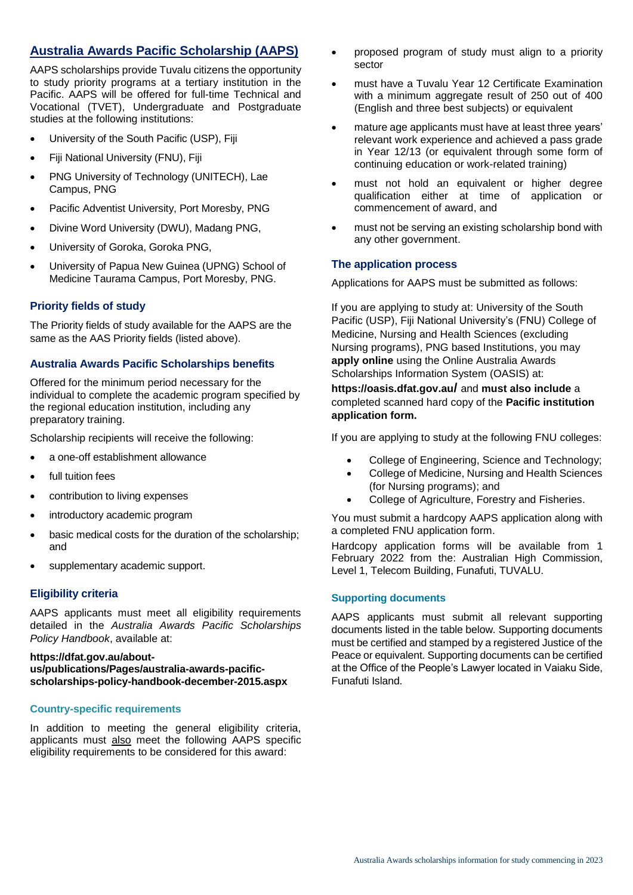## Australia Awards Pacific Scholarship (AAPS)

AAPS scholarships provide Tuvalu citizens the opportunity to study priority programs at a tertiary institution in the Pacific. AAPS will be offered for full-time Technical and Vocational (TVET), Undergraduate and Postgraduate studies at the following institutions:

- University of the South Pacific (USP), Fiji
- Fiji National University (FNU), Fiji
- PNG University of Technology (UNITECH), Lae Campus, PNG
- Pacific Adventist University, Port Moresby, PNG
- Divine Word University (DWU), Madang PNG,
- University of Goroka, Goroka PNG,
- University of Papua New Guinea (UPNG) School of Medicine Taurama Campus, Port Moresby, PNG.

### Priority fields of study

The Priority fields of study available for the AAPS are the same as the AAS Priority fields (listed above).

### Australia Awards Pacific Scholarships benefits

Offered for the minimum period necessary for the individual to complete the academic program specified by the regional education institution, including any preparatory training.

Scholarship recipients will receive the following:

- a one-off establishment allowance
- full tuition fees
- contribution to living expenses
- introductory academic program
- basic medical costs for the duration of the scholarship; and
- supplementary academic support.

### Eligibility criteria

AAPS applicants must meet all eligibility requirements detailed in the *Australia Awards Pacific Scholarships Policy Handbook*, available at:

**https://dfat.gov.au/about-us/publications/Pages/australia-awards-pacific-scholarships-policy-handbook-december-2015.aspx**

#### Country-specific requirements

In addition to meeting the general eligibility criteria, applicants must also meet the following AAPS specific eligibility requirements to be considered for this award:

- proposed program of study must align to a priority sector
- must have a Tuvalu Year 12 Certificate Examination with a minimum aggregate result of 250 out of 400 (English and three best subjects) or equivalent
- mature age applicants must have at least three years' relevant work experience and achieved a pass grade in Year 12/13 (or equivalent through some form of continuing education or work-related training)
- must not hold an equivalent or higher degree qualification either at time of application or commencement of award, and
- must not be serving an existing scholarship bond with any other government.

### The application process

Applications for AAPS must be submitted as follows:

If you are applying to study at: University of the South Pacific (USP), Fiji National University's (FNU) College of Medicine, Nursing and Health Sciences (excluding Nursing programs), PNG based Institutions, you may **apply online** using the Online Australia Awards Scholarships Information System (OASIS) at:

**https://oasis.dfat.gov.au/** and **must also include** a completed scanned hard copy of the **Pacific institution application form.**

If you are applying to study at the following FNU colleges:

- College of Engineering, Science and Technology;
- College of Medicine, Nursing and Health Sciences (for Nursing programs); and
- College of Agriculture, Forestry and Fisheries.

You must submit a hardcopy AAPS application along with a completed FNU application form.

Hardcopy application forms will be available from 1 February 2022 from the: Australian High Commission, Level 1, Telecom Building, Funafuti, TUVALU.

#### Supporting documents

AAPS applicants must submit all relevant supporting documents listed in the table below. Supporting documents must be certified and stamped by a registered Justice of the Peace or equivalent. Supporting documents can be certified at the Office of the People's Lawyer located in Vaiaku Side, Funafuti Island.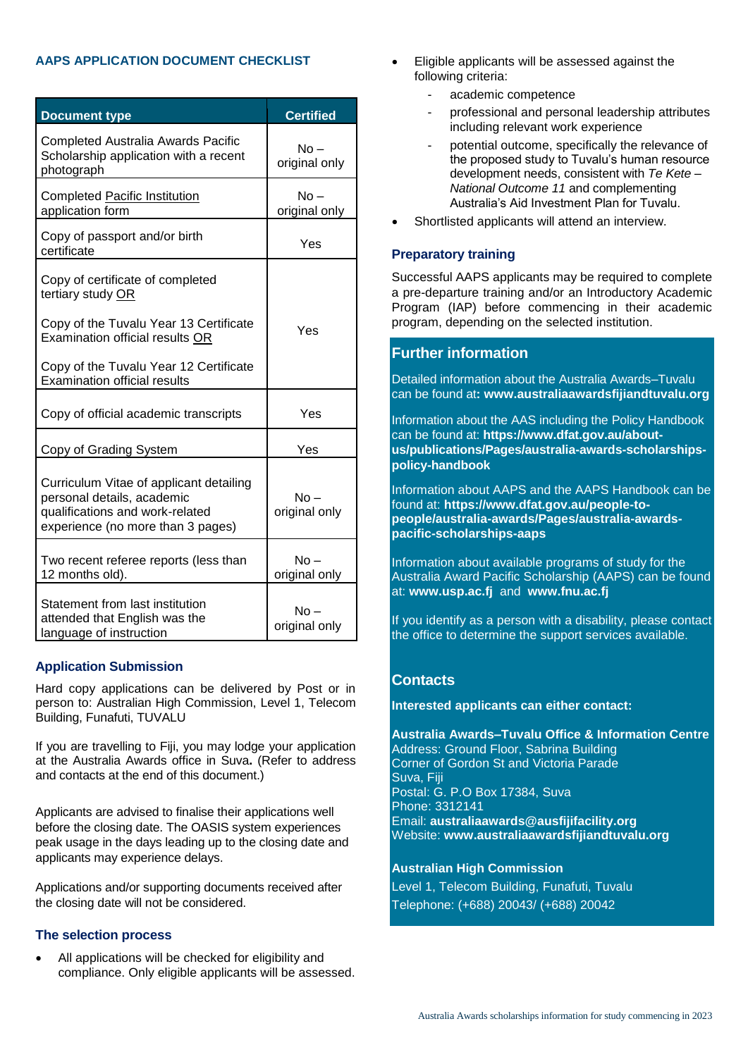## AAPS APPLICATION DOCUMENT CHECKLIST

| Document type | Certified |
|---|---|
| Completed Australia Awards Pacific Scholarship application with a recent photograph | No – original only |
| Completed Pacific Institution application form | No – original only |
| Copy of passport and/or birth certificate | Yes |
| Copy of certificate of completed tertiary study OR<br><br>Copy of the Tuvalu Year 13 Certificate Examination official results OR<br><br>Copy of the Tuvalu Year 12 Certificate Examination official results | Yes |
| Copy of official academic transcripts | Yes |
| Copy of Grading System | Yes |
| Curriculum Vitae of applicant detailing personal details, academic qualifications and work-related experience (no more than 3 pages) | No – original only |
| Two recent referee reports (less than 12 months old). | No – original only |
| Statement from last institution attended that English was the language of instruction | No – original only |

### Application Submission

Hard copy applications can be delivered by Post or in person to: Australian High Commission, Level 1, Telecom Building, Funafuti, TUVALU

If you are travelling to Fiji, you may lodge your application at the Australia Awards office in Suva**.** (Refer to address and contacts at the end of this document.)

Applicants are advised to finalise their applications well before the closing date. The OASIS system experiences peak usage in the days leading up to the closing date and applicants may experience delays.

Applications and/or supporting documents received after the closing date will not be considered.

### The selection process

- All applications will be checked for eligibility and compliance. Only eligible applicants will be assessed.
- Eligible applicants will be assessed against the following criteria:
  - academic competence
  - professional and personal leadership attributes including relevant work experience
  - potential outcome, specifically the relevance of the proposed study to Tuvalu's human resource development needs, consistent with *Te Kete – National Outcome 11* and complementing Australia's Aid Investment Plan for Tuvalu.
- Shortlisted applicants will attend an interview.

### Preparatory training

Successful AAPS applicants may be required to complete a pre-departure training and/or an Introductory Academic Program (IAP) before commencing in their academic program, depending on the selected institution.

## Further information

Detailed information about the Australia Awards–Tuvalu can be found at**: www.australiaawardsfijiandtuvalu.org**

Information about the AAS including the Policy Handbook can be found at: **https://www.dfat.gov.au/about-us/publications/Pages/australia-awards-scholarships-policy-handbook**

Information about AAPS and the AAPS Handbook can be found at: **https://www.dfat.gov.au/people-to-people/australia-awards/Pages/australia-awards-pacific-scholarships-aaps**

Information about available programs of study for the Australia Award Pacific Scholarship (AAPS) can be found at: **www.usp.ac.fj** and **www.fnu.ac.fj**

If you identify as a person with a disability, please contact the office to determine the support services available.

## Contacts

**Interested applicants can either contact:**

**Australia Awards–Tuvalu Office & Information Centre**
Address: Ground Floor, Sabrina Building
Corner of Gordon St and Victoria Parade
Suva, Fiji
Postal: G. P.O Box 17384, Suva
Phone: 3312141
Email: **australiaawards@ausfijifacility.org**
Website: **www.australiaawardsfijiandtuvalu.org**

**Australian High Commission**
Level 1, Telecom Building, Funafuti, Tuvalu
Telephone: (+688) 20043/ (+688) 20042